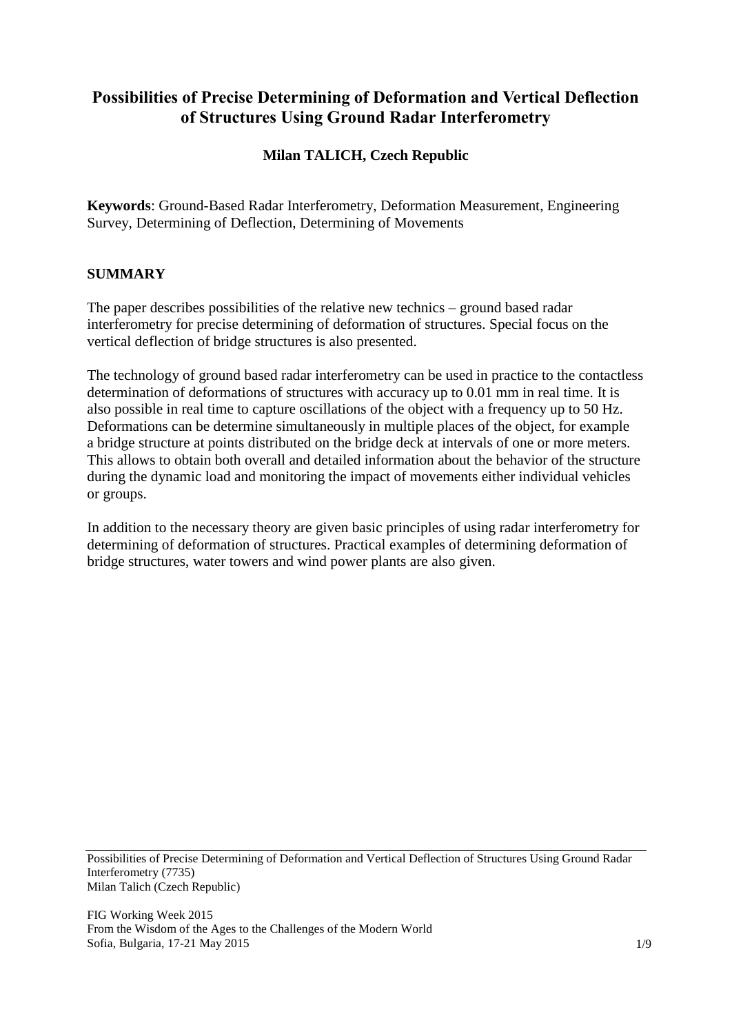# Possibilities of Precise Determining of Deformation and Vertical Deflection of Structures Using Ground Radar Interferometry

**Milan TALICH, Czech Republic**

**Keywords**: Ground-Based Radar Interferometry, Deformation Measurement, Engineering Survey, Determining of Deflection, Determining of Movements

## SUMMARY

The paper describes possibilities of the relative new technics – ground based radar interferometry for precise determining of deformation of structures. Special focus on the vertical deflection of bridge structures is also presented.

The technology of ground based radar interferometry can be used in practice to the contactless determination of deformations of structures with accuracy up to 0.01 mm in real time. It is also possible in real time to capture oscillations of the object with a frequency up to 50 Hz. Deformations can be determine simultaneously in multiple places of the object, for example a bridge structure at points distributed on the bridge deck at intervals of one or more meters. This allows to obtain both overall and detailed information about the behavior of the structure during the dynamic load and monitoring the impact of movements either individual vehicles or groups.

In addition to the necessary theory are given basic principles of using radar interferometry for determining of deformation of structures. Practical examples of determining deformation of bridge structures, water towers and wind power plants are also given.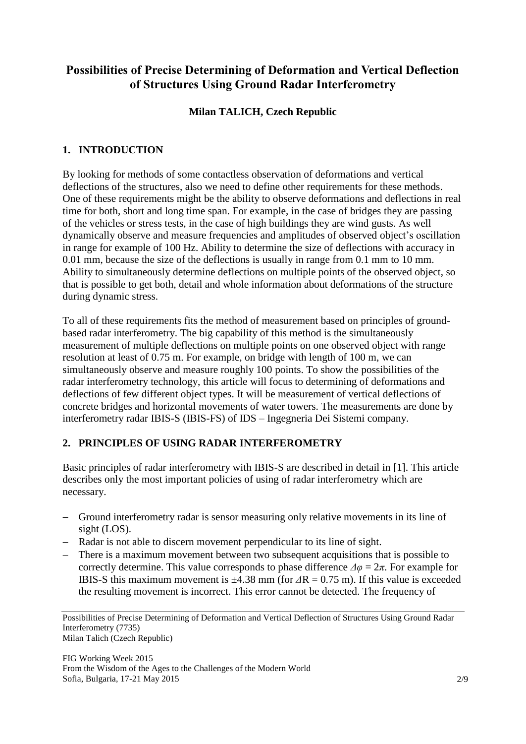# Possibilities of Precise Determining of Deformation and Vertical Deflection of Structures Using Ground Radar Interferometry

**Milan TALICH, Czech Republic**

## 1. INTRODUCTION

By looking for methods of some contactless observation of deformations and vertical deflections of the structures, also we need to define other requirements for these methods. One of these requirements might be the ability to observe deformations and deflections in real time for both, short and long time span. For example, in the case of bridges they are passing of the vehicles or stress tests, in the case of high buildings they are wind gusts. As well dynamically observe and measure frequencies and amplitudes of observed object's oscillation in range for example of 100 Hz. Ability to determine the size of deflections with accuracy in 0.01 mm, because the size of the deflections is usually in range from 0.1 mm to 10 mm. Ability to simultaneously determine deflections on multiple points of the observed object, so that is possible to get both, detail and whole information about deformations of the structure during dynamic stress.

To all of these requirements fits the method of measurement based on principles of ground-based radar interferometry. The big capability of this method is the simultaneously measurement of multiple deflections on multiple points on one observed object with range resolution at least of 0.75 m. For example, on bridge with length of 100 m, we can simultaneously observe and measure roughly 100 points. To show the possibilities of the radar interferometry technology, this article will focus to determining of deformations and deflections of few different object types. It will be measurement of vertical deflections of concrete bridges and horizontal movements of water towers. The measurements are done by interferometry radar IBIS-S (IBIS-FS) of IDS – Ingegneria Dei Sistemi company.

## 2. PRINCIPLES OF USING RADAR INTERFEROMETRY

Basic principles of radar interferometry with IBIS-S are described in detail in [1]. This article describes only the most important policies of using of radar interferometry which are necessary.

- Ground interferometry radar is sensor measuring only relative movements in its line of sight (LOS).
- Radar is not able to discern movement perpendicular to its line of sight.
- There is a maximum movement between two subsequent acquisitions that is possible to correctly determine. This value corresponds to phase difference $\Delta\varphi = 2\pi$. For example for IBIS-S this maximum movement is ±4.38 mm (for $\Delta R = 0.75$ m). If this value is exceeded the resulting movement is incorrect. This error cannot be detected. The frequency of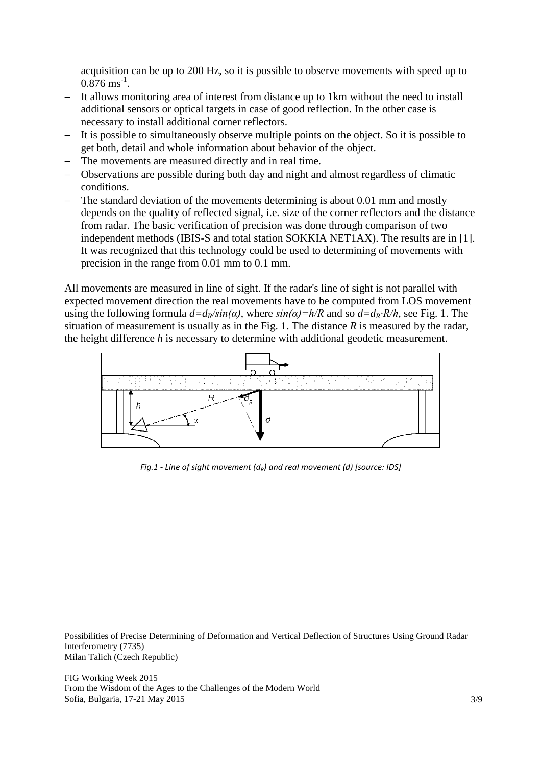acquisition can be up to 200 Hz, so it is possible to observe movements with speed up to $0.876\ ms^{-1}$.

- It allows monitoring area of interest from distance up to 1km without the need to install additional sensors or optical targets in case of good reflection. In the other case is necessary to install additional corner reflectors.
- It is possible to simultaneously observe multiple points on the object. So it is possible to get both, detail and whole information about behavior of the object.
- The movements are measured directly and in real time.
- Observations are possible during both day and night and almost regardless of climatic conditions.
- The standard deviation of the movements determining is about 0.01 mm and mostly depends on the quality of reflected signal, i.e. size of the corner reflectors and the distance from radar. The basic verification of precision was done through comparison of two independent methods (IBIS-S and total station SOKKIA NET1AX). The results are in [1]. It was recognized that this technology could be used to determining of movements with precision in the range from 0.01 mm to 0.1 mm.

All movements are measured in line of sight. If the radar's line of sight is not parallel with expected movement direction the real movements have to be computed from LOS movement using the following formula $d=d_R/\sin(\alpha)$, where $\sin(\alpha)=h/R$ and so $d=d_R \cdot R/h$, see Fig. 1. The situation of measurement is usually as in the Fig. 1. The distance *R* is measured by the radar, the height difference *h* is necessary to determine with additional geodetic measurement.

*Fig.1 - Line of sight movement ($d_R$) and real movement (d) [source: IDS]*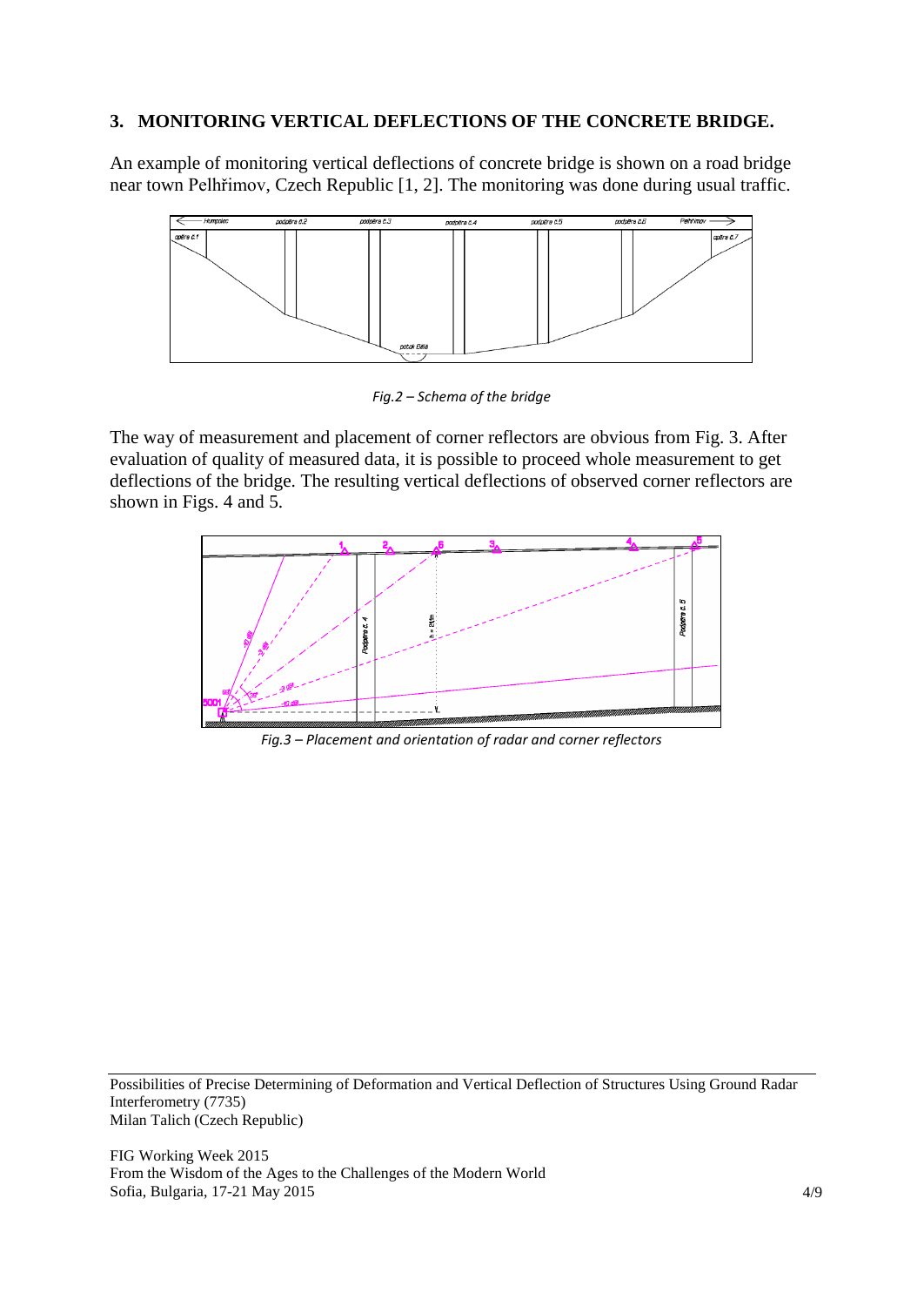## 3. MONITORING VERTICAL DEFLECTIONS OF THE CONCRETE BRIDGE.

An example of monitoring vertical deflections of concrete bridge is shown on a road bridge near town Pelhřimov, Czech Republic [1, 2]. The monitoring was done during usual traffic.

*Fig.2 – Schema of the bridge*

The way of measurement and placement of corner reflectors are obvious from Fig. 3. After evaluation of quality of measured data, it is possible to proceed whole measurement to get deflections of the bridge. The resulting vertical deflections of observed corner reflectors are shown in Figs. 4 and 5.

*Fig.3 – Placement and orientation of radar and corner reflectors*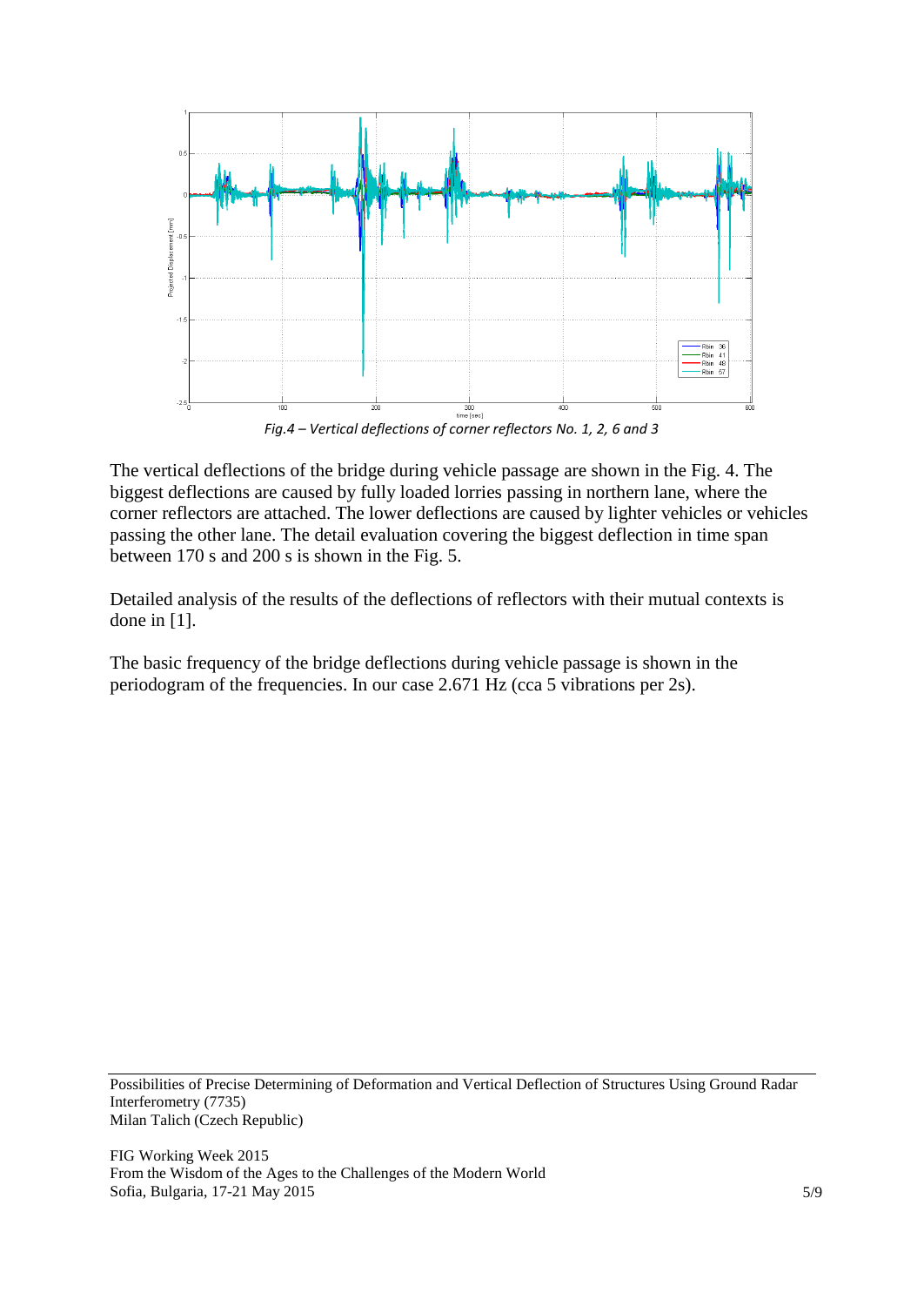*Fig.4 – Vertical deflections of corner reflectors No. 1, 2, 6 and 3*

The vertical deflections of the bridge during vehicle passage are shown in the Fig. 4. The biggest deflections are caused by fully loaded lorries passing in northern lane, where the corner reflectors are attached. The lower deflections are caused by lighter vehicles or vehicles passing the other lane. The detail evaluation covering the biggest deflection in time span between 170 s and 200 s is shown in the Fig. 5.

Detailed analysis of the results of the deflections of reflectors with their mutual contexts is done in [1].

The basic frequency of the bridge deflections during vehicle passage is shown in the periodogram of the frequencies. In our case 2.671 Hz (cca 5 vibrations per 2s).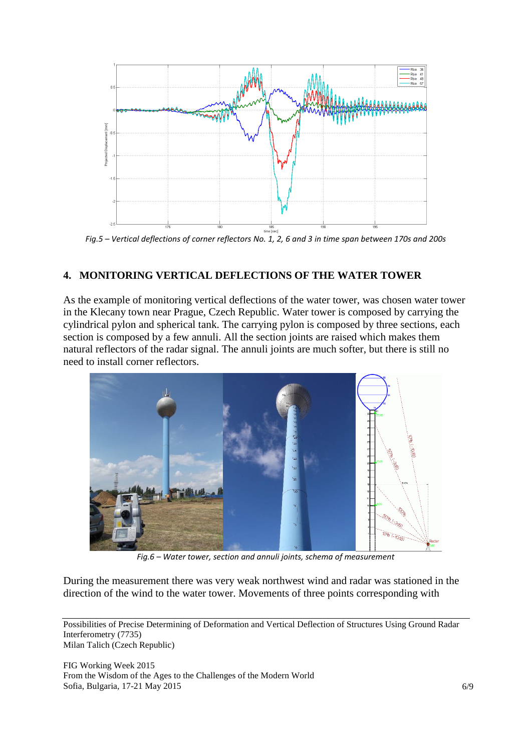*Fig.5 – Vertical deflections of corner reflectors No. 1, 2, 6 and 3 in time span between 170s and 200s*

## 4. MONITORING VERTICAL DEFLECTIONS OF THE WATER TOWER

As the example of monitoring vertical deflections of the water tower, was chosen water tower in the Klecany town near Prague, Czech Republic. Water tower is composed by carrying the cylindrical pylon and spherical tank. The carrying pylon is composed by three sections, each section is composed by a few annuli. All the section joints are raised which makes them natural reflectors of the radar signal. The annuli joints are much softer, but there is still no need to install corner reflectors.

*Fig.6 – Water tower, section and annuli joints, schema of measurement*

During the measurement there was very weak northwest wind and radar was stationed in the direction of the wind to the water tower. Movements of three points corresponding with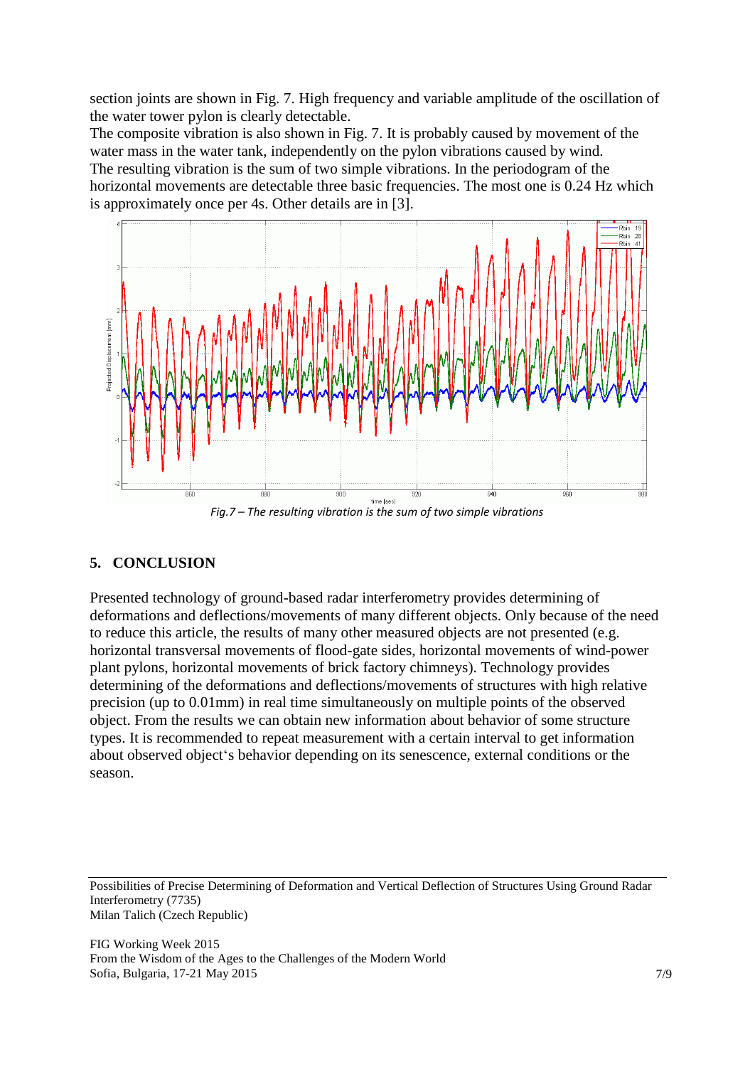section joints are shown in Fig. 7. High frequency and variable amplitude of the oscillation of the water tower pylon is clearly detectable.

The composite vibration is also shown in Fig. 7. It is probably caused by movement of the water mass in the water tank, independently on the pylon vibrations caused by wind.

The resulting vibration is the sum of two simple vibrations. In the periodogram of the horizontal movements are detectable three basic frequencies. The most one is 0.24 Hz which is approximately once per 4s. Other details are in [3].

*Fig.7 – The resulting vibration is the sum of two simple vibrations*

## 5. CONCLUSION

Presented technology of ground-based radar interferometry provides determining of deformations and deflections/movements of many different objects. Only because of the need to reduce this article, the results of many other measured objects are not presented (e.g. horizontal transversal movements of flood-gate sides, horizontal movements of wind-power plant pylons, horizontal movements of brick factory chimneys). Technology provides determining of the deformations and deflections/movements of structures with high relative precision (up to 0.01mm) in real time simultaneously on multiple points of the observed object. From the results we can obtain new information about behavior of some structure types. It is recommended to repeat measurement with a certain interval to get information about observed object's behavior depending on its senescence, external conditions or the season.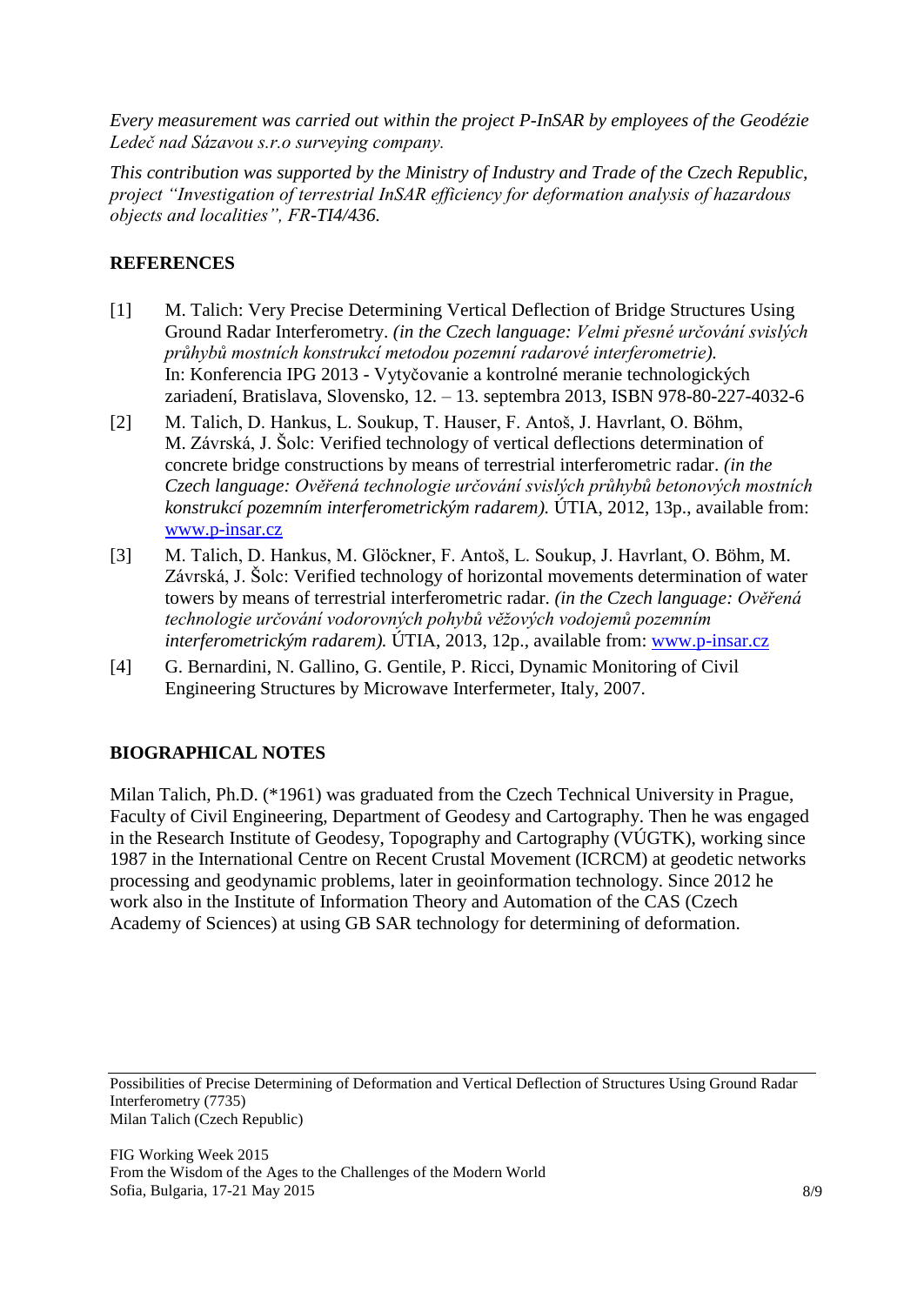*Every measurement was carried out within the project P-InSAR by employees of the Geodézie Ledeč nad Sázavou s.r.o surveying company.*

*This contribution was supported by the Ministry of Industry and Trade of the Czech Republic, project "Investigation of terrestrial InSAR efficiency for deformation analysis of hazardous objects and localities", FR-TI4/436.*

## REFERENCES

[1] M. Talich: Very Precise Determining Vertical Deflection of Bridge Structures Using Ground Radar Interferometry. *(in the Czech language: Velmi přesné určování svislých průhybů mostních konstrukcí metodou pozemní radarové interferometrie).* In: Konferencia IPG 2013 - Vytyčovanie a kontrolné meranie technologických zariadení, Bratislava, Slovensko, 12. – 13. septembra 2013, ISBN 978-80-227-4032-6

[2] M. Talich, D. Hankus, L. Soukup, T. Hauser, F. Antoš, J. Havrlant, O. Böhm, M. Závrská, J. Šolc: Verified technology of vertical deflections determination of concrete bridge constructions by means of terrestrial interferometric radar. *(in the Czech language: Ověřená technologie určování svislých průhybů betonových mostních konstrukcí pozemním interferometrickým radarem).* ÚTIA, 2012, 13p., available from: www.p-insar.cz

[3] M. Talich, D. Hankus, M. Glöckner, F. Antoš, L. Soukup, J. Havrlant, O. Böhm, M. Závrská, J. Šolc: Verified technology of horizontal movements determination of water towers by means of terrestrial interferometric radar. *(in the Czech language: Ověřená technologie určování vodorovných pohybů věžových vodojemů pozemním interferometrickým radarem).* ÚTIA, 2013, 12p., available from: www.p-insar.cz

[4] G. Bernardini, N. Gallino, G. Gentile, P. Ricci, Dynamic Monitoring of Civil Engineering Structures by Microwave Interfermeter, Italy, 2007.

## BIOGRAPHICAL NOTES

Milan Talich, Ph.D. (*1961) was graduated from the Czech Technical University in Prague, Faculty of Civil Engineering, Department of Geodesy and Cartography. Then he was engaged in the Research Institute of Geodesy, Topography and Cartography (VÚGTK), working since 1987 in the International Centre on Recent Crustal Movement (ICRCM) at geodetic networks processing and geodynamic problems, later in geoinformation technology. Since 2012 he work also in the Institute of Information Theory and Automation of the CAS (Czech Academy of Sciences) at using GB SAR technology for determining of deformation.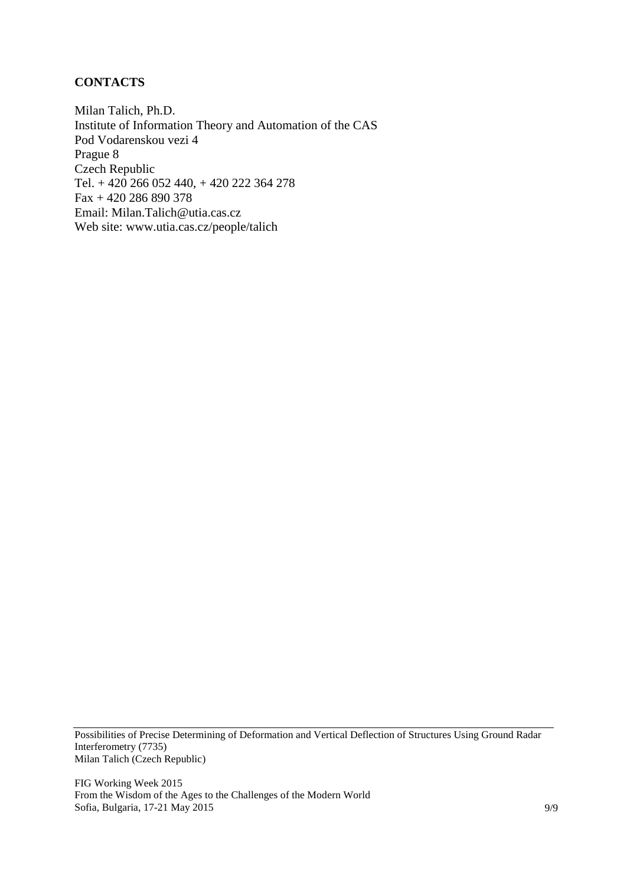## CONTACTS

Milan Talich, Ph.D.
Institute of Information Theory and Automation of the CAS
Pod Vodarenskou vezi 4
Prague 8
Czech Republic
Tel. + 420 266 052 440, + 420 222 364 278
Fax + 420 286 890 378
Email: Milan.Talich@utia.cas.cz
Web site: www.utia.cas.cz/people/talich